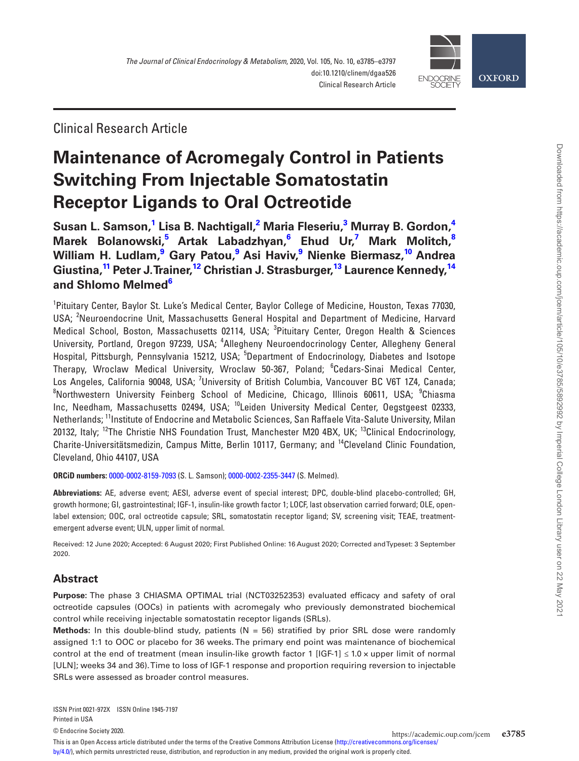Clinical Research Article

# Maintenance of Acromegaly Control in Patients Switching From Injectable Somatostatin Receptor Ligands to Oral Octreotide

**Susan L. Samson,[1] Lisa B. Nachtigall,[2] Maria Fleseriu,[3] Murray B. Gordon,[4] Marek Bolanowski,[5] Artak Labadzhyan,[6] Ehud Ur,[7] Mark Molitch,[8] William H. Ludlam,[9] Gary Patou,[9] Asi Haviv,[9] Nienke Biermasz,[10] Andrea Giustina,[11] Peter J. Trainer,[12] Christian J. Strasburger,[13] Laurence Kennedy,[14] and Shlomo Melmed[6]**

[1]Pituitary Center, Baylor St. Luke's Medical Center, Baylor College of Medicine, Houston, Texas 77030, USA; [2]Neuroendocrine Unit, Massachusetts General Hospital and Department of Medicine, Harvard Medical School, Boston, Massachusetts 02114, USA; [3]Pituitary Center, Oregon Health & Sciences University, Portland, Oregon 97239, USA; [4]Allegheny Neuroendocrinology Center, Allegheny General Hospital, Pittsburgh, Pennsylvania 15212, USA; [5]Department of Endocrinology, Diabetes and Isotope Therapy, Wroclaw Medical University, Wroclaw 50-367, Poland; [6]Cedars-Sinai Medical Center, Los Angeles, California 90048, USA; [7]University of British Columbia, Vancouver BC V6T 1Z4, Canada; [8]Northwestern University Feinberg School of Medicine, Chicago, Illinois 60611, USA; [9]Chiasma Inc, Needham, Massachusetts 02494, USA; [10]Leiden University Medical Center, Oegstgeest 02333, Netherlands; [11]Institute of Endocrine and Metabolic Sciences, San Raffaele Vita-Salute University, Milan 20132, Italy; [12]The Christie NHS Foundation Trust, Manchester M20 4BX, UK; [13]Clinical Endocrinology, Charite-Universitätsmedizin, Campus Mitte, Berlin 10117, Germany; and [14]Cleveland Clinic Foundation, Cleveland, Ohio 44107, USA

**ORCiD numbers:** 0000-0002-8159-7093 (S. L. Samson); 0000-0002-2355-3447 (S. Melmed).

**Abbreviations:** AE, adverse event; AESI, adverse event of special interest; DPC, double-blind placebo-controlled; GH, growth hormone; GI, gastrointestinal; IGF-1, insulin-like growth factor 1; LOCF, last observation carried forward; OLE, open-label extension; OOC, oral octreotide capsule; SRL, somatostatin receptor ligand; SV, screening visit; TEAE, treatment-emergent adverse event; ULN, upper limit of normal.

Received: 12 June 2020; Accepted: 6 August 2020; First Published Online: 16 August 2020; Corrected and Typeset: 3 September 2020.

## Abstract

**Purpose:** The phase 3 CHIASMA OPTIMAL trial (NCT03252353) evaluated efficacy and safety of oral octreotide capsules (OOCs) in patients with acromegaly who previously demonstrated biochemical control while receiving injectable somatostatin receptor ligands (SRLs).

**Methods:** In this double-blind study, patients (N = 56) stratified by prior SRL dose were randomly assigned 1:1 to OOC or placebo for 36 weeks. The primary end point was maintenance of biochemical control at the end of treatment (mean insulin-like growth factor 1 [IGF-1] ≤ 1.0 × upper limit of normal [ULN]; weeks 34 and 36). Time to loss of IGF-1 response and proportion requiring reversion to injectable SRLs were assessed as broader control measures.

ISSN Print 0021-972X ISSN Online 1945-7197
Printed in USA

© Endocrine Society 2020.

This is an Open Access article distributed under the terms of the Creative Commons Attribution License (http://creativecommons.org/licenses/by/4.0/), which permits unrestricted reuse, distribution, and reproduction in any medium, provided the original work is properly cited.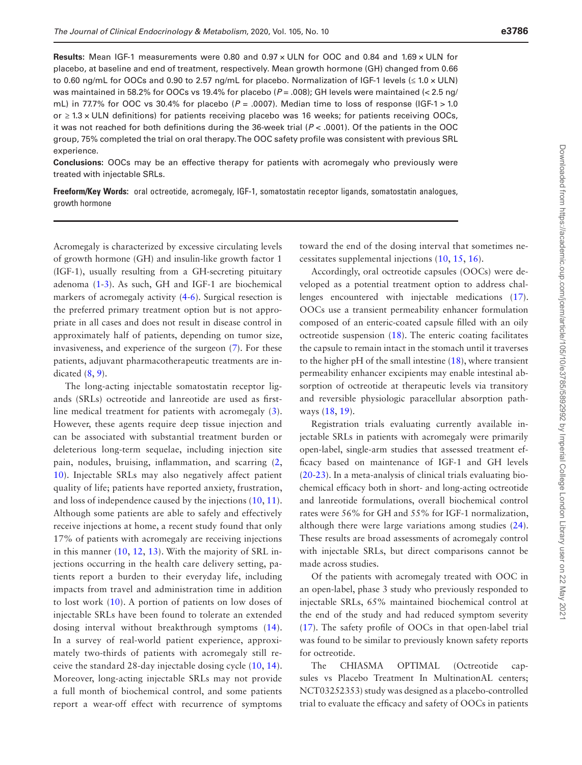**Results:** Mean IGF-1 measurements were 0.80 and 0.97 × ULN for OOC and 0.84 and 1.69 × ULN for placebo, at baseline and end of treatment, respectively. Mean growth hormone (GH) changed from 0.66 to 0.60 ng/mL for OOCs and 0.90 to 2.57 ng/mL for placebo. Normalization of IGF-1 levels (≤ 1.0 × ULN) was maintained in 58.2% for OOCs vs 19.4% for placebo ($P = .008$); GH levels were maintained (< 2.5 ng/mL) in 77.7% for OOC vs 30.4% for placebo ($P = .0007$). Median time to loss of response (IGF-1 > 1.0 or ≥ 1.3 × ULN definitions) for patients receiving placebo was 16 weeks; for patients receiving OOCs, it was not reached for both definitions during the 36-week trial ($P < .0001$). Of the patients in the OOC group, 75% completed the trial on oral therapy. The OOC safety profile was consistent with previous SRL experience.

**Conclusions:** OOCs may be an effective therapy for patients with acromegaly who previously were treated with injectable SRLs.

**Freeform/Key Words:** oral octreotide, acromegaly, IGF-1, somatostatin receptor ligands, somatostatin analogues, growth hormone

---

Acromegaly is characterized by excessive circulating levels of growth hormone (GH) and insulin-like growth factor 1 (IGF-1), usually resulting from a GH-secreting pituitary adenoma (1-3). As such, GH and IGF-1 are biochemical markers of acromegaly activity (4-6). Surgical resection is the preferred primary treatment option but is not appropriate in all cases and does not result in disease control in approximately half of patients, depending on tumor size, invasiveness, and experience of the surgeon (7). For these patients, adjuvant pharmacotherapeutic treatments are indicated (8, 9).

The long-acting injectable somatostatin receptor ligands (SRLs) octreotide and lanreotide are used as first-line medical treatment for patients with acromegaly (3). However, these agents require deep tissue injection and can be associated with substantial treatment burden or deleterious long-term sequelae, including injection site pain, nodules, bruising, inflammation, and scarring (2, 10). Injectable SRLs may also negatively affect patient quality of life; patients have reported anxiety, frustration, and loss of independence caused by the injections (10, 11). Although some patients are able to safely and effectively receive injections at home, a recent study found that only 17% of patients with acromegaly are receiving injections in this manner (10, 12, 13). With the majority of SRL injections occurring in the health care delivery setting, patients report a burden to their everyday life, including impacts from travel and administration time in addition to lost work (10). A portion of patients on low doses of injectable SRLs have been found to tolerate an extended dosing interval without breakthrough symptoms (14). In a survey of real-world patient experience, approximately two-thirds of patients with acromegaly still receive the standard 28-day injectable dosing cycle (10, 14). Moreover, long-acting injectable SRLs may not provide a full month of biochemical control, and some patients report a wear-off effect with recurrence of symptoms toward the end of the dosing interval that sometimes necessitates supplemental injections (10, 15, 16).

Accordingly, oral octreotide capsules (OOCs) were developed as a potential treatment option to address challenges encountered with injectable medications (17). OOCs use a transient permeability enhancer formulation composed of an enteric-coated capsule filled with an oily octreotide suspension (18). The enteric coating facilitates the capsule to remain intact in the stomach until it traverses to the higher pH of the small intestine (18), where transient permeability enhancer excipients may enable intestinal absorption of octreotide at therapeutic levels via transitory and reversible physiologic paracellular absorption pathways (18, 19).

Registration trials evaluating currently available injectable SRLs in patients with acromegaly were primarily open-label, single-arm studies that assessed treatment efficacy based on maintenance of IGF-1 and GH levels (20-23). In a meta-analysis of clinical trials evaluating biochemical efficacy both in short- and long-acting octreotide and lanreotide formulations, overall biochemical control rates were 56% for GH and 55% for IGF-1 normalization, although there were large variations among studies (24). These results are broad assessments of acromegaly control with injectable SRLs, but direct comparisons cannot be made across studies.

Of the patients with acromegaly treated with OOC in an open-label, phase 3 study who previously responded to injectable SRLs, 65% maintained biochemical control at the end of the study and had reduced symptom severity (17). The safety profile of OOCs in that open-label trial was found to be similar to previously known safety reports for octreotide.

The CHIASMA OPTIMAL (Octreotide capsules vs Placebo Treatment In MultinationAL centers; NCT03252353) study was designed as a placebo-controlled trial to evaluate the efficacy and safety of OOCs in patients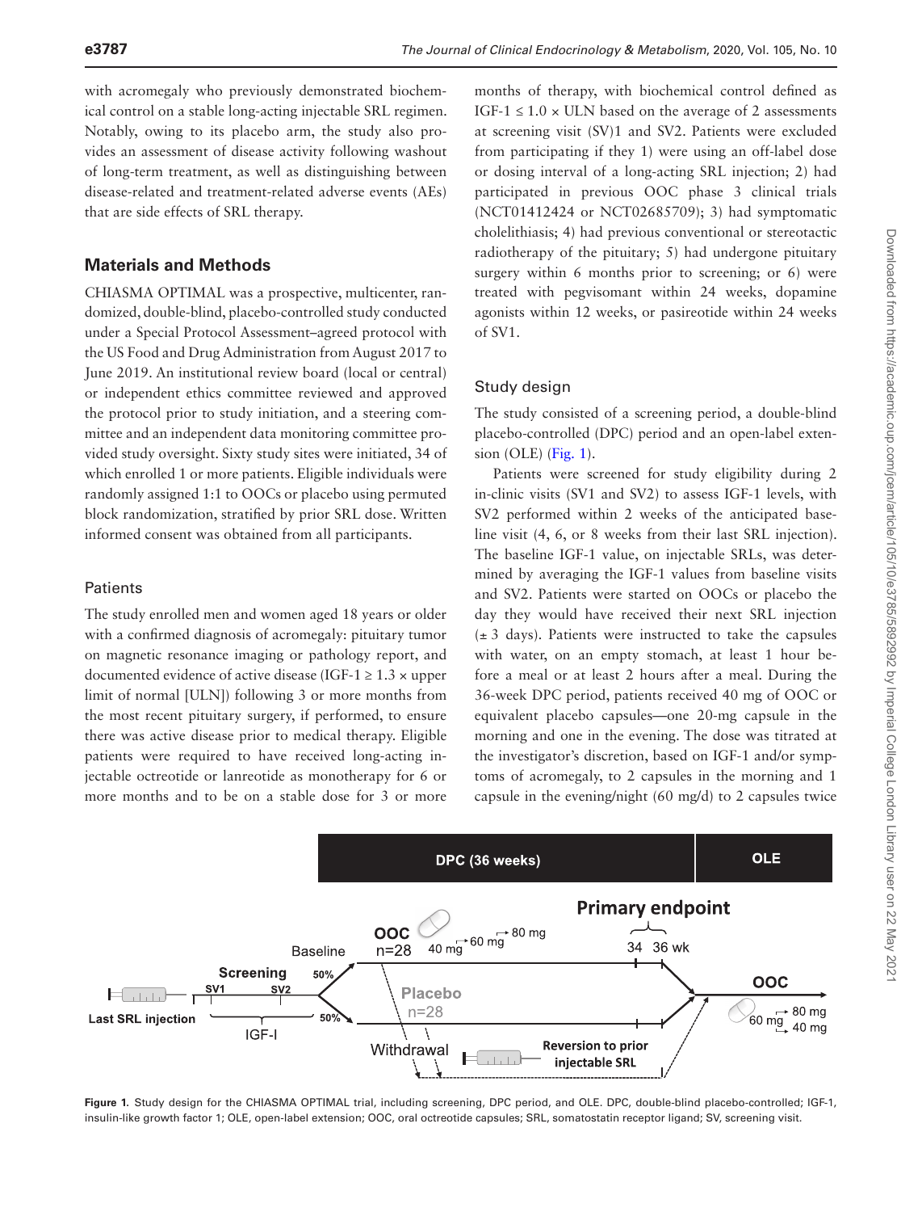with acromegaly who previously demonstrated biochemical control on a stable long-acting injectable SRL regimen. Notably, owing to its placebo arm, the study also provides an assessment of disease activity following washout of long-term treatment, as well as distinguishing between disease-related and treatment-related adverse events (AEs) that are side effects of SRL therapy.

## Materials and Methods

CHIASMA OPTIMAL was a prospective, multicenter, randomized, double-blind, placebo-controlled study conducted under a Special Protocol Assessment–agreed protocol with the US Food and Drug Administration from August 2017 to June 2019. An institutional review board (local or central) or independent ethics committee reviewed and approved the protocol prior to study initiation, and a steering committee and an independent data monitoring committee provided study oversight. Sixty study sites were initiated, 34 of which enrolled 1 or more patients. Eligible individuals were randomly assigned 1:1 to OOCs or placebo using permuted block randomization, stratified by prior SRL dose. Written informed consent was obtained from all participants.

### Patients

The study enrolled men and women aged 18 years or older with a confirmed diagnosis of acromegaly: pituitary tumor on magnetic resonance imaging or pathology report, and documented evidence of active disease (IGF-1 ≥ 1.3 × upper limit of normal [ULN]) following 3 or more months from the most recent pituitary surgery, if performed, to ensure there was active disease prior to medical therapy. Eligible patients were required to have received long-acting injectable octreotide or lanreotide as monotherapy for 6 or more months and to be on a stable dose for 3 or more months of therapy, with biochemical control defined as IGF-1 ≤ 1.0 × ULN based on the average of 2 assessments at screening visit (SV)1 and SV2. Patients were excluded from participating if they 1) were using an off-label dose or dosing interval of a long-acting SRL injection; 2) had participated in previous OOC phase 3 clinical trials (NCT01412424 or NCT02685709); 3) had symptomatic cholelithiasis; 4) had previous conventional or stereotactic radiotherapy of the pituitary; 5) had undergone pituitary surgery within 6 months prior to screening; or 6) were treated with pegvisomant within 24 weeks, dopamine agonists within 12 weeks, or pasireotide within 24 weeks of SV1.

### Study design

The study consisted of a screening period, a double-blind placebo-controlled (DPC) period and an open-label extension (OLE) (Fig. 1).

Patients were screened for study eligibility during 2 in-clinic visits (SV1 and SV2) to assess IGF-1 levels, with SV2 performed within 2 weeks of the anticipated baseline visit (4, 6, or 8 weeks from their last SRL injection). The baseline IGF-1 value, on injectable SRLs, was determined by averaging the IGF-1 values from baseline visits and SV2. Patients were started on OOCs or placebo the day they would have received their next SRL injection (± 3 days). Patients were instructed to take the capsules with water, on an empty stomach, at least 1 hour before a meal or at least 2 hours after a meal. During the 36-week DPC period, patients received 40 mg of OOC or equivalent placebo capsules—one 20-mg capsule in the morning and one in the evening. The dose was titrated at the investigator's discretion, based on IGF-1 and/or symptoms of acromegaly, to 2 capsules in the morning and 1 capsule in the evening/night (60 mg/d) to 2 capsules twice

**Figure 1.** Study design for the CHIASMA OPTIMAL trial, including screening, DPC period, and OLE. DPC, double-blind placebo-controlled; IGF-1, insulin-like growth factor 1; OLE, open-label extension; OOC, oral octreotide capsules; SRL, somatostatin receptor ligand; SV, screening visit.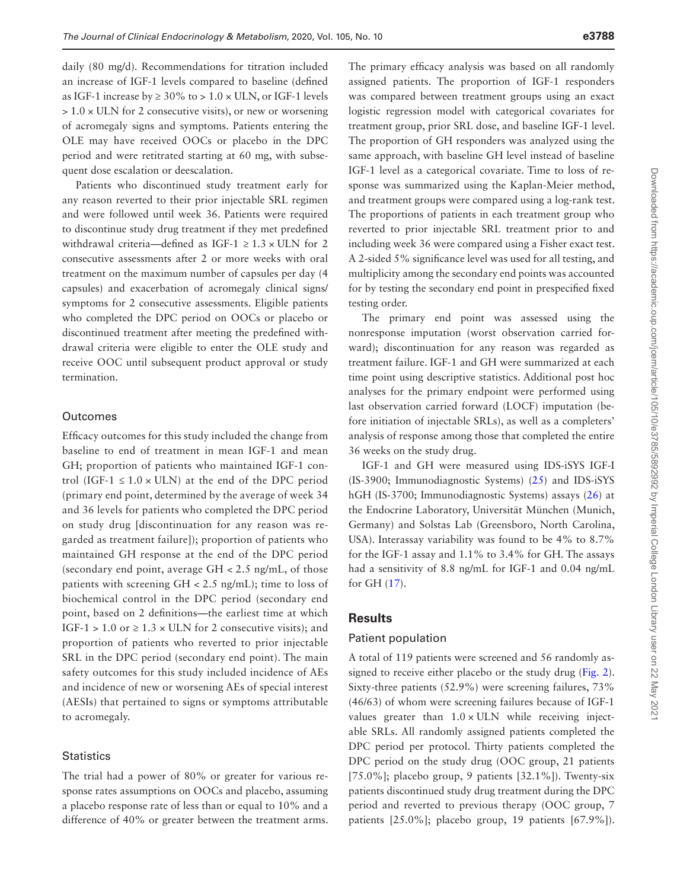daily (80 mg/d). Recommendations for titration included an increase of IGF-1 levels compared to baseline (defined as IGF-1 increase by ≥ 30% to > 1.0 × ULN, or IGF-1 levels > 1.0 × ULN for 2 consecutive visits), or new or worsening of acromegaly signs and symptoms. Patients entering the OLE may have received OOCs or placebo in the DPC period and were retitrated starting at 60 mg, with subsequent dose escalation or deescalation.

Patients who discontinued study treatment early for any reason reverted to their prior injectable SRL regimen and were followed until week 36. Patients were required to discontinue study drug treatment if they met predefined withdrawal criteria—defined as IGF-1 ≥ 1.3 × ULN for 2 consecutive assessments after 2 or more weeks with oral treatment on the maximum number of capsules per day (4 capsules) and exacerbation of acromegaly clinical signs/symptoms for 2 consecutive assessments. Eligible patients who completed the DPC period on OOCs or placebo or discontinued treatment after meeting the predefined withdrawal criteria were eligible to enter the OLE study and receive OOC until subsequent product approval or study termination.

### Outcomes

Efficacy outcomes for this study included the change from baseline to end of treatment in mean IGF-1 and mean GH; proportion of patients who maintained IGF-1 control (IGF-1 ≤ 1.0 × ULN) at the end of the DPC period (primary end point, determined by the average of week 34 and 36 levels for patients who completed the DPC period on study drug [discontinuation for any reason was regarded as treatment failure]); proportion of patients who maintained GH response at the end of the DPC period (secondary end point, average GH < 2.5 ng/mL, of those patients with screening GH < 2.5 ng/mL); time to loss of biochemical control in the DPC period (secondary end point, based on 2 definitions—the earliest time at which IGF-1 > 1.0 or ≥ 1.3 × ULN for 2 consecutive visits); and proportion of patients who reverted to prior injectable SRL in the DPC period (secondary end point). The main safety outcomes for this study included incidence of AEs and incidence of new or worsening AEs of special interest (AESIs) that pertained to signs or symptoms attributable to acromegaly.

### Statistics

The trial had a power of 80% or greater for various response rates assumptions on OOCs and placebo, assuming a placebo response rate of less than or equal to 10% and a difference of 40% or greater between the treatment arms. The primary efficacy analysis was based on all randomly assigned patients. The proportion of IGF-1 responders was compared between treatment groups using an exact logistic regression model with categorical covariates for treatment group, prior SRL dose, and baseline IGF-1 level. The proportion of GH responders was analyzed using the same approach, with baseline GH level instead of baseline IGF-1 level as a categorical covariate. Time to loss of response was summarized using the Kaplan-Meier method, and treatment groups were compared using a log-rank test. The proportions of patients in each treatment group who reverted to prior injectable SRL treatment prior to and including week 36 were compared using a Fisher exact test. A 2-sided 5% significance level was used for all testing, and multiplicity among the secondary end points was accounted for by testing the secondary end point in prespecified fixed testing order.

The primary end point was assessed using the nonresponse imputation (worst observation carried forward); discontinuation for any reason was regarded as treatment failure. IGF-1 and GH were summarized at each time point using descriptive statistics. Additional post hoc analyses for the primary endpoint were performed using last observation carried forward (LOCF) imputation (before initiation of injectable SRLs), as well as a completers' analysis of response among those that completed the entire 36 weeks on the study drug.

IGF-1 and GH were measured using IDS-iSYS IGF-I (IS-3900; Immunodiagnostic Systems) (25) and IDS-iSYS hGH (IS-3700; Immunodiagnostic Systems) assays (26) at the Endocrine Laboratory, Universität München (Munich, Germany) and Solstas Lab (Greensboro, North Carolina, USA). Interassay variability was found to be 4% to 8.7% for the IGF-1 assay and 1.1% to 3.4% for GH. The assays had a sensitivity of 8.8 ng/mL for IGF-1 and 0.04 ng/mL for GH (17).

## Results

### Patient population

A total of 119 patients were screened and 56 randomly assigned to receive either placebo or the study drug (Fig. 2). Sixty-three patients (52.9%) were screening failures, 73% (46/63) of whom were screening failures because of IGF-1 values greater than 1.0 × ULN while receiving injectable SRLs. All randomly assigned patients completed the DPC period per protocol. Thirty patients completed the DPC period on the study drug (OOC group, 21 patients [75.0%]; placebo group, 9 patients [32.1%]). Twenty-six patients discontinued study drug treatment during the DPC period and reverted to previous therapy (OOC group, 7 patients [25.0%]; placebo group, 19 patients [67.9%]).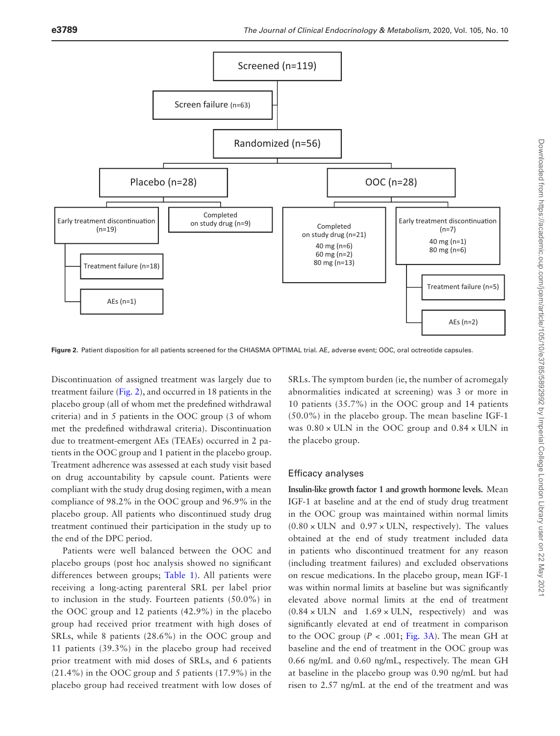Screened (n=119)

Screen failure (n=63)

Randomized (n=56)

Placebo (n=28)

OOC (n=28)

Early treatment discontinuation (n=19)

Completed on study drug (n=9)

Treatment failure (n=18)

AEs (n=1)

Completed on study drug (n=21)
40 mg (n=6)
60 mg (n=2)
80 mg (n=13)

Early treatment discontinuation (n=7)
40 mg (n=1)
80 mg (n=6)

Treatment failure (n=5)

AEs (n=2)

**Figure 2.** Patient disposition for all patients screened for the CHIASMA OPTIMAL trial. AE, adverse event; OOC, oral octreotide capsules.

Discontinuation of assigned treatment was largely due to treatment failure (Fig. 2), and occurred in 18 patients in the placebo group (all of whom met the predefined withdrawal criteria) and in 5 patients in the OOC group (3 of whom met the predefined withdrawal criteria). Discontinuation due to treatment-emergent AEs (TEAEs) occurred in 2 patients in the OOC group and 1 patient in the placebo group. Treatment adherence was assessed at each study visit based on drug accountability by capsule count. Patients were compliant with the study drug dosing regimen, with a mean compliance of 98.2% in the OOC group and 96.9% in the placebo group. All patients who discontinued study drug treatment continued their participation in the study up to the end of the DPC period.

Patients were well balanced between the OOC and placebo groups (post hoc analysis showed no significant differences between groups; Table 1). All patients were receiving a long-acting parenteral SRL per label prior to inclusion in the study. Fourteen patients (50.0%) in the OOC group and 12 patients (42.9%) in the placebo group had received prior treatment with high doses of SRLs, while 8 patients (28.6%) in the OOC group and 11 patients (39.3%) in the placebo group had received prior treatment with mid doses of SRLs, and 6 patients (21.4%) in the OOC group and 5 patients (17.9%) in the placebo group had received treatment with low doses of SRLs. The symptom burden (ie, the number of acromegaly abnormalities indicated at screening) was 3 or more in 10 patients (35.7%) in the OOC group and 14 patients (50.0%) in the placebo group. The mean baseline IGF-1 was $0.80 \times$ ULN in the OOC group and $0.84 \times$ ULN in the placebo group.

## Efficacy analyses

**Insulin-like growth factor 1 and growth hormone levels.** Mean IGF-1 at baseline and at the end of study drug treatment in the OOC group was maintained within normal limits ($0.80 \times$ ULN and $0.97 \times$ ULN, respectively). The values obtained at the end of study treatment included data in patients who discontinued treatment for any reason (including treatment failures) and excluded observations on rescue medications. In the placebo group, mean IGF-1 was within normal limits at baseline but was significantly elevated above normal limits at the end of treatment ($0.84 \times$ ULN and $1.69 \times$ ULN, respectively) and was significantly elevated at end of treatment in comparison to the OOC group ($P < .001$; Fig. 3A). The mean GH at baseline and the end of treatment in the OOC group was 0.66 ng/mL and 0.60 ng/mL, respectively. The mean GH at baseline in the placebo group was 0.90 ng/mL but had risen to 2.57 ng/mL at the end of the treatment and was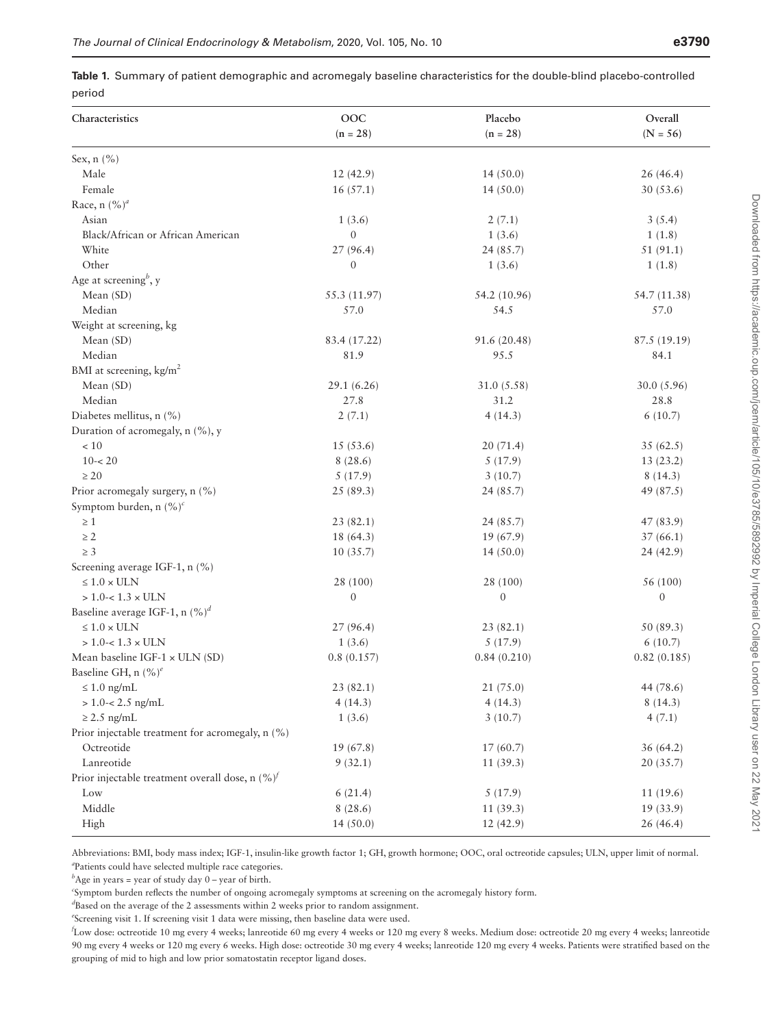**Table 1.** Summary of patient demographic and acromegaly baseline characteristics for the double-blind placebo-controlled period

| Characteristics | OOC (n = 28) | Placebo (n = 28) | Overall (N = 56) |
|---|---|---|---|
| Sex, n (%) | | | |
| Male | 12 (42.9) | 14 (50.0) | 26 (46.4) |
| Female | 16 (57.1) | 14 (50.0) | 30 (53.6) |
| Race, n (%)[a] | | | |
| Asian | 1 (3.6) | 2 (7.1) | 3 (5.4) |
| Black/African or African American | 0 | 1 (3.6) | 1 (1.8) |
| White | 27 (96.4) | 24 (85.7) | 51 (91.1) |
| Other | 0 | 1 (3.6) | 1 (1.8) |
| Age at screening[b], y | | | |
| Mean (SD) | 55.3 (11.97) | 54.2 (10.96) | 54.7 (11.38) |
| Median | 57.0 | 54.5 | 57.0 |
| Weight at screening, kg | | | |
| Mean (SD) | 83.4 (17.22) | 91.6 (20.48) | 87.5 (19.19) |
| Median | 81.9 | 95.5 | 84.1 |
| BMI at screening, kg/m$^2$ | | | |
| Mean (SD) | 29.1 (6.26) | 31.0 (5.58) | 30.0 (5.96) |
| Median | 27.8 | 31.2 | 28.8 |
| Diabetes mellitus, n (%) | 2 (7.1) | 4 (14.3) | 6 (10.7) |
| Duration of acromegaly, n (%), y | | | |
| < 10 | 15 (53.6) | 20 (71.4) | 35 (62.5) |
| 10-< 20 | 8 (28.6) | 5 (17.9) | 13 (23.2) |
| ≥ 20 | 5 (17.9) | 3 (10.7) | 8 (14.3) |
| Prior acromegaly surgery, n (%) | 25 (89.3) | 24 (85.7) | 49 (87.5) |
| Symptom burden, n (%)[c] | | | |
| ≥ 1 | 23 (82.1) | 24 (85.7) | 47 (83.9) |
| ≥ 2 | 18 (64.3) | 19 (67.9) | 37 (66.1) |
| ≥ 3 | 10 (35.7) | 14 (50.0) | 24 (42.9) |
| Screening average IGF-1, n (%) | | | |
| ≤ 1.0 × ULN | 28 (100) | 28 (100) | 56 (100) |
| > 1.0-< 1.3 × ULN | 0 | 0 | 0 |
| Baseline average IGF-1, n (%)[d] | | | |
| ≤ 1.0 × ULN | 27 (96.4) | 23 (82.1) | 50 (89.3) |
| > 1.0-< 1.3 × ULN | 1 (3.6) | 5 (17.9) | 6 (10.7) |
| Mean baseline IGF-1 × ULN (SD) | 0.8 (0.157) | 0.84 (0.210) | 0.82 (0.185) |
| Baseline GH, n (%)[e] | | | |
| ≤ 1.0 ng/mL | 23 (82.1) | 21 (75.0) | 44 (78.6) |
| > 1.0-< 2.5 ng/mL | 4 (14.3) | 4 (14.3) | 8 (14.3) |
| ≥ 2.5 ng/mL | 1 (3.6) | 3 (10.7) | 4 (7.1) |
| Prior injectable treatment for acromegaly, n (%) | | | |
| Octreotide | 19 (67.8) | 17 (60.7) | 36 (64.2) |
| Lanreotide | 9 (32.1) | 11 (39.3) | 20 (35.7) |
| Prior injectable treatment overall dose, n (%)[f] | | | |
| Low | 6 (21.4) | 5 (17.9) | 11 (19.6) |
| Middle | 8 (28.6) | 11 (39.3) | 19 (33.9) |
| High | 14 (50.0) | 12 (42.9) | 26 (46.4) |

Abbreviations: BMI, body mass index; IGF-1, insulin-like growth factor 1; GH, growth hormone; OOC, oral octreotide capsules; ULN, upper limit of normal.
[a]Patients could have selected multiple race categories.
[b]Age in years = year of study day 0 – year of birth.
[c]Symptom burden reflects the number of ongoing acromegaly symptoms at screening on the acromegaly history form.
[d]Based on the average of the 2 assessments within 2 weeks prior to random assignment.
[e]Screening visit 1. If screening visit 1 data were missing, then baseline data were used.
[f]Low dose: octreotide 10 mg every 4 weeks; lanreotide 60 mg every 4 weeks or 120 mg every 8 weeks. Medium dose: octreotide 20 mg every 4 weeks; lanreotide 90 mg every 4 weeks or 120 mg every 6 weeks. High dose: octreotide 30 mg every 4 weeks; lanreotide 120 mg every 4 weeks. Patients were stratified based on the grouping of mid to high and low prior somatostatin receptor ligand doses.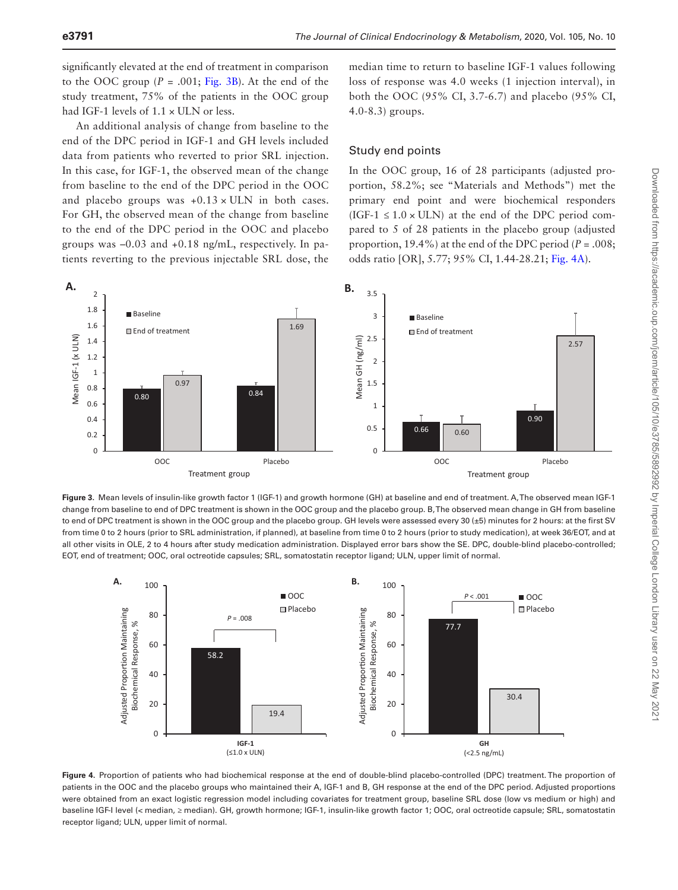significantly elevated at the end of treatment in comparison to the OOC group ($P$ = .001; Fig. 3B). At the end of the study treatment, 75% of the patients in the OOC group had IGF-1 levels of 1.1 × ULN or less.

An additional analysis of change from baseline to the end of the DPC period in IGF-1 and GH levels included data from patients who reverted to prior SRL injection. In this case, for IGF-1, the observed mean of the change from baseline to the end of the DPC period in the OOC and placebo groups was +0.13 × ULN in both cases. For GH, the observed mean of the change from baseline to the end of the DPC period in the OOC and placebo groups was –0.03 and +0.18 ng/mL, respectively. In patients reverting to the previous injectable SRL dose, the median time to return to baseline IGF-1 values following loss of response was 4.0 weeks (1 injection interval), in both the OOC (95% CI, 3.7-6.7) and placebo (95% CI, 4.0-8.3) groups.

## Study end points

In the OOC group, 16 of 28 participants (adjusted proportion, 58.2%; see "Materials and Methods") met the primary end point and were biochemical responders (IGF-1 ≤ 1.0 × ULN) at the end of the DPC period compared to 5 of 28 patients in the placebo group (adjusted proportion, 19.4%) at the end of the DPC period ($P$ = .008; odds ratio [OR], 5.77; 95% CI, 1.44-28.21; Fig. 4A).

**Figure 3.** Mean levels of insulin-like growth factor 1 (IGF-1) and growth hormone (GH) at baseline and end of treatment. A, The observed mean IGF-1 change from baseline to end of DPC treatment is shown in the OOC group and the placebo group. B, The observed mean change in GH from baseline to end of DPC treatment is shown in the OOC group and the placebo group. GH levels were assessed every 30 (±5) minutes for 2 hours: at the first SV from time 0 to 2 hours (prior to SRL administration, if planned), at baseline from time 0 to 2 hours (prior to study medication), at week 36/EOT, and at all other visits in OLE, 2 to 4 hours after study medication administration. Displayed error bars show the SE. DPC, double-blind placebo-controlled; EOT, end of treatment; OOC, oral octreotide capsules; SRL, somatostatin receptor ligand; ULN, upper limit of normal.

**Figure 4.** Proportion of patients who had biochemical response at the end of double-blind placebo-controlled (DPC) treatment. The proportion of patients in the OOC and the placebo groups who maintained their A, IGF-1 and B, GH response at the end of the DPC period. Adjusted proportions were obtained from an exact logistic regression model including covariates for treatment group, baseline SRL dose (low vs medium or high) and baseline IGF-I level (< median, ≥ median). GH, growth hormone; IGF-1, insulin-like growth factor 1; OOC, oral octreotide capsule; SRL, somatostatin receptor ligand; ULN, upper limit of normal.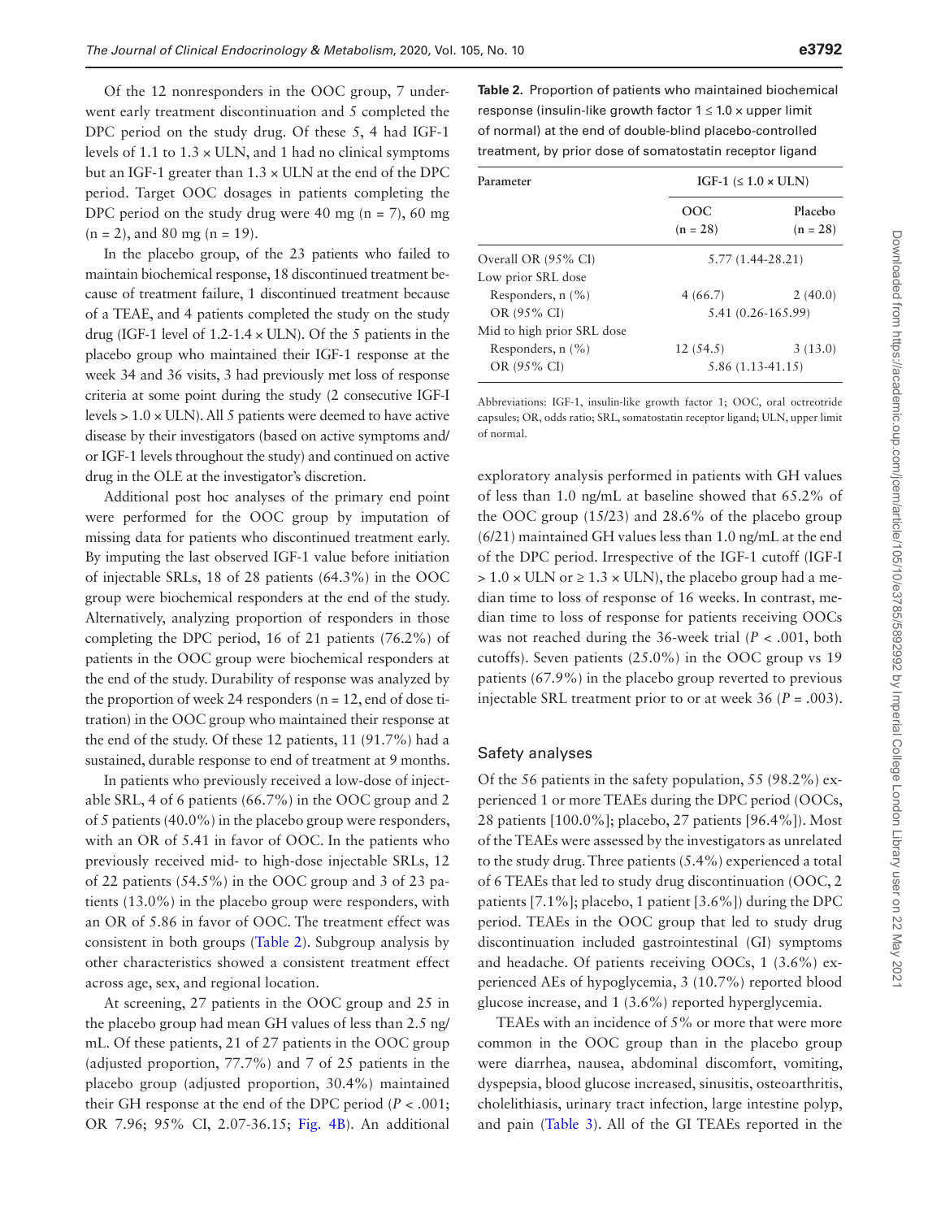Of the 12 nonresponders in the OOC group, 7 underwent early treatment discontinuation and 5 completed the DPC period on the study drug. Of these 5, 4 had IGF-1 levels of 1.1 to 1.3 × ULN, and 1 had no clinical symptoms but an IGF-1 greater than 1.3 × ULN at the end of the DPC period. Target OOC dosages in patients completing the DPC period on the study drug were 40 mg (n = 7), 60 mg (n = 2), and 80 mg (n = 19).

In the placebo group, of the 23 patients who failed to maintain biochemical response, 18 discontinued treatment because of treatment failure, 1 discontinued treatment because of a TEAE, and 4 patients completed the study on the study drug (IGF-1 level of 1.2-1.4 × ULN). Of the 5 patients in the placebo group who maintained their IGF-1 response at the week 34 and 36 visits, 3 had previously met loss of response criteria at some point during the study (2 consecutive IGF-I levels > 1.0 × ULN). All 5 patients were deemed to have active disease by their investigators (based on active symptoms and/or IGF-1 levels throughout the study) and continued on active drug in the OLE at the investigator's discretion.

Additional post hoc analyses of the primary end point were performed for the OOC group by imputation of missing data for patients who discontinued treatment early. By imputing the last observed IGF-1 value before initiation of injectable SRLs, 18 of 28 patients (64.3%) in the OOC group were biochemical responders at the end of the study. Alternatively, analyzing proportion of responders in those completing the DPC period, 16 of 21 patients (76.2%) of patients in the OOC group were biochemical responders at the end of the study. Durability of response was analyzed by the proportion of week 24 responders (n = 12, end of dose titration) in the OOC group who maintained their response at the end of the study. Of these 12 patients, 11 (91.7%) had a sustained, durable response to end of treatment at 9 months.

In patients who previously received a low-dose of injectable SRL, 4 of 6 patients (66.7%) in the OOC group and 2 of 5 patients (40.0%) in the placebo group were responders, with an OR of 5.41 in favor of OOC. In the patients who previously received mid- to high-dose injectable SRLs, 12 of 22 patients (54.5%) in the OOC group and 3 of 23 patients (13.0%) in the placebo group were responders, with an OR of 5.86 in favor of OOC. The treatment effect was consistent in both groups (Table 2). Subgroup analysis by other characteristics showed a consistent treatment effect across age, sex, and regional location.

At screening, 27 patients in the OOC group and 25 in the placebo group had mean GH values of less than 2.5 ng/mL. Of these patients, 21 of 27 patients in the OOC group (adjusted proportion, 77.7%) and 7 of 25 patients in the placebo group (adjusted proportion, 30.4%) maintained their GH response at the end of the DPC period ($P < .001$; OR 7.96; 95% CI, 2.07-36.15; Fig. 4B). An additional

**Table 2.** Proportion of patients who maintained biochemical response (insulin-like growth factor 1 ≤ 1.0 × upper limit of normal) at the end of double-blind placebo-controlled treatment, by prior dose of somatostatin receptor ligand

| Parameter | IGF-1 (≤ 1.0 × ULN) | |
|---|---|---|
| | OOC (n = 28) | Placebo (n = 28) |
| Overall OR (95% CI) | 5.77 (1.44-28.21) | |
| Low prior SRL dose | | |
| Responders, n (%) | 4 (66.7) | 2 (40.0) |
| OR (95% CI) | 5.41 (0.26-165.99) | |
| Mid to high prior SRL dose | | |
| Responders, n (%) | 12 (54.5) | 3 (13.0) |
| OR (95% CI) | 5.86 (1.13-41.15) | |

Abbreviations: IGF-1, insulin-like growth factor 1; OOC, oral octreotide capsules; OR, odds ratio; SRL, somatostatin receptor ligand; ULN, upper limit of normal.

exploratory analysis performed in patients with GH values of less than 1.0 ng/mL at baseline showed that 65.2% of the OOC group (15/23) and 28.6% of the placebo group (6/21) maintained GH values less than 1.0 ng/mL at the end of the DPC period. Irrespective of the IGF-1 cutoff (IGF-I > 1.0 × ULN or ≥ 1.3 × ULN), the placebo group had a median time to loss of response of 16 weeks. In contrast, median time to loss of response for patients receiving OOCs was not reached during the 36-week trial ($P < .001$, both cutoffs). Seven patients (25.0%) in the OOC group vs 19 patients (67.9%) in the placebo group reverted to previous injectable SRL treatment prior to or at week 36 ($P = .003$).

## Safety analyses

Of the 56 patients in the safety population, 55 (98.2%) experienced 1 or more TEAEs during the DPC period (OOCs, 28 patients [100.0%]; placebo, 27 patients [96.4%]). Most of the TEAEs were assessed by the investigators as unrelated to the study drug. Three patients (5.4%) experienced a total of 6 TEAEs that led to study drug discontinuation (OOC, 2 patients [7.1%]; placebo, 1 patient [3.6%]) during the DPC period. TEAEs in the OOC group that led to study drug discontinuation included gastrointestinal (GI) symptoms and headache. Of patients receiving OOCs, 1 (3.6%) experienced AEs of hypoglycemia, 3 (10.7%) reported blood glucose increase, and 1 (3.6%) reported hyperglycemia.

TEAEs with an incidence of 5% or more that were more common in the OOC group than in the placebo group were diarrhea, nausea, abdominal discomfort, vomiting, dyspepsia, blood glucose increased, sinusitis, osteoarthritis, cholelithiasis, urinary tract infection, large intestine polyp, and pain (Table 3). All of the GI TEAEs reported in the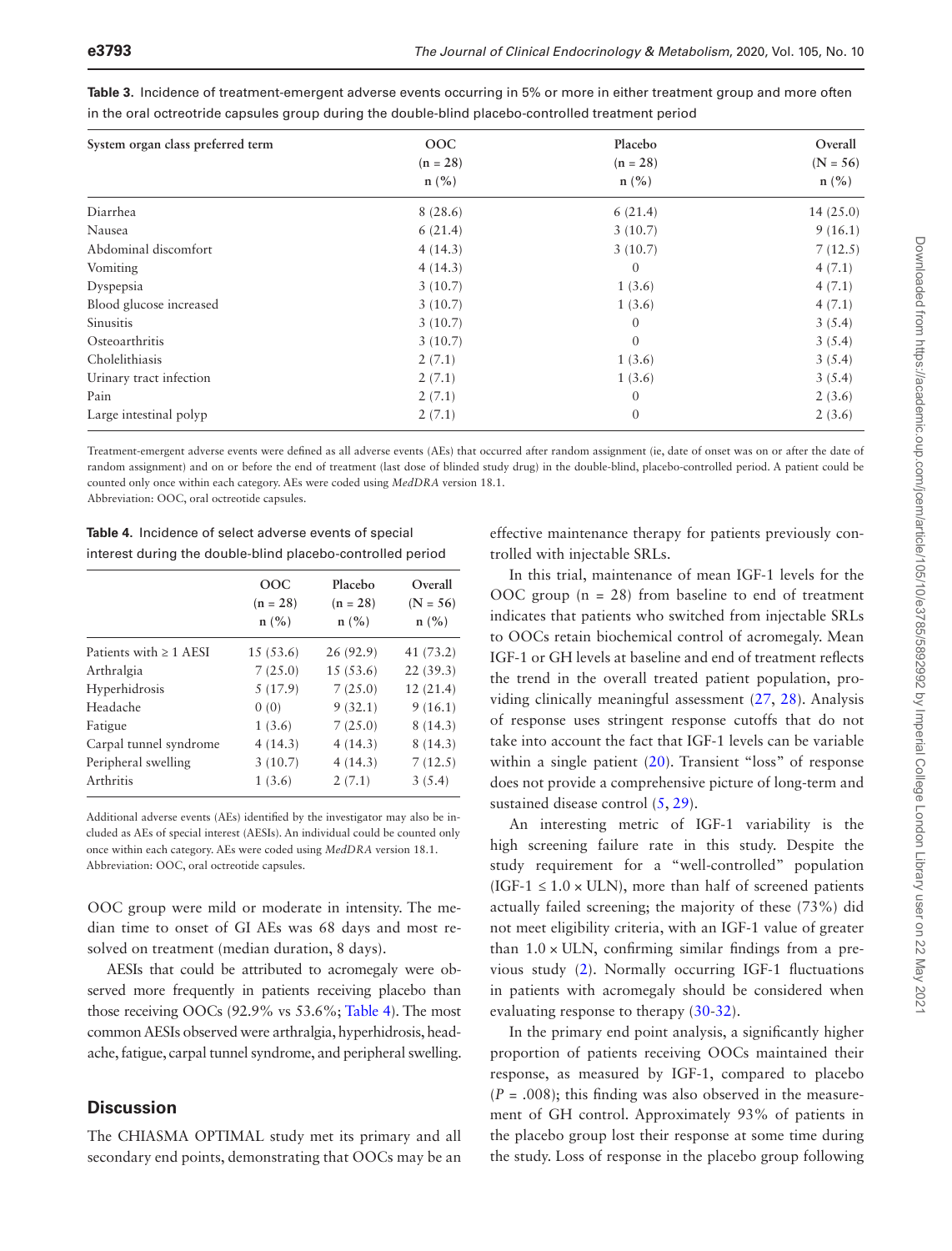**Table 3.** Incidence of treatment-emergent adverse events occurring in 5% or more in either treatment group and more often in the oral octreotride capsules group during the double-blind placebo-controlled treatment period

| System organ class preferred term | OOC (n = 28) n (%) | Placebo (n = 28) n (%) | Overall (N = 56) n (%) |
|---|---|---|---|
| Diarrhea | 8 (28.6) | 6 (21.4) | 14 (25.0) |
| Nausea | 6 (21.4) | 3 (10.7) | 9 (16.1) |
| Abdominal discomfort | 4 (14.3) | 3 (10.7) | 7 (12.5) |
| Vomiting | 4 (14.3) | 0 | 4 (7.1) |
| Dyspepsia | 3 (10.7) | 1 (3.6) | 4 (7.1) |
| Blood glucose increased | 3 (10.7) | 1 (3.6) | 4 (7.1) |
| Sinusitis | 3 (10.7) | 0 | 3 (5.4) |
| Osteoarthritis | 3 (10.7) | 0 | 3 (5.4) |
| Cholelithiasis | 2 (7.1) | 1 (3.6) | 3 (5.4) |
| Urinary tract infection | 2 (7.1) | 1 (3.6) | 3 (5.4) |
| Pain | 2 (7.1) | 0 | 2 (3.6) |
| Large intestinal polyp | 2 (7.1) | 0 | 2 (3.6) |

Treatment-emergent adverse events were defined as all adverse events (AEs) that occurred after random assignment (ie, date of onset was on or after the date of random assignment) and on or before the end of treatment (last dose of blinded study drug) in the double-blind, placebo-controlled period. A patient could be counted only once within each category. AEs were coded using *MedDRA* version 18.1.
Abbreviation: OOC, oral octreotide capsules.

**Table 4.** Incidence of select adverse events of special interest during the double-blind placebo-controlled period

| | OOC (n = 28) n (%) | Placebo (n = 28) n (%) | Overall (N = 56) n (%) |
|---|---|---|---|
| Patients with ≥ 1 AESI | 15 (53.6) | 26 (92.9) | 41 (73.2) |
| Arthralgia | 7 (25.0) | 15 (53.6) | 22 (39.3) |
| Hyperhidrosis | 5 (17.9) | 7 (25.0) | 12 (21.4) |
| Headache | 0 (0) | 9 (32.1) | 9 (16.1) |
| Fatigue | 1 (3.6) | 7 (25.0) | 8 (14.3) |
| Carpal tunnel syndrome | 4 (14.3) | 4 (14.3) | 8 (14.3) |
| Peripheral swelling | 3 (10.7) | 4 (14.3) | 7 (12.5) |
| Arthritis | 1 (3.6) | 2 (7.1) | 3 (5.4) |

Additional adverse events (AEs) identified by the investigator may also be included as AEs of special interest (AESIs). An individual could be counted only once within each category. AEs were coded using *MedDRA* version 18.1.
Abbreviation: OOC, oral octreotide capsules.

OOC group were mild or moderate in intensity. The median time to onset of GI AEs was 68 days and most resolved on treatment (median duration, 8 days).

AESIs that could be attributed to acromegaly were observed more frequently in patients receiving placebo than those receiving OOCs (92.9% vs 53.6%; Table 4). The most common AESIs observed were arthralgia, hyperhidrosis, headache, fatigue, carpal tunnel syndrome, and peripheral swelling.

## Discussion

The CHIASMA OPTIMAL study met its primary and all secondary end points, demonstrating that OOCs may be an effective maintenance therapy for patients previously controlled with injectable SRLs.

In this trial, maintenance of mean IGF-1 levels for the OOC group (n = 28) from baseline to end of treatment indicates that patients who switched from injectable SRLs to OOCs retain biochemical control of acromegaly. Mean IGF-1 or GH levels at baseline and end of treatment reflects the trend in the overall treated patient population, providing clinically meaningful assessment (27, 28). Analysis of response uses stringent response cutoffs that do not take into account the fact that IGF-1 levels can be variable within a single patient (20). Transient "loss" of response does not provide a comprehensive picture of long-term and sustained disease control (5, 29).

An interesting metric of IGF-1 variability is the high screening failure rate in this study. Despite the study requirement for a "well-controlled" population (IGF-1 ≤ 1.0 × ULN), more than half of screened patients actually failed screening; the majority of these (73%) did not meet eligibility criteria, with an IGF-1 value of greater than 1.0 × ULN, confirming similar findings from a previous study (2). Normally occurring IGF-1 fluctuations in patients with acromegaly should be considered when evaluating response to therapy (30-32).

In the primary end point analysis, a significantly higher proportion of patients receiving OOCs maintained their response, as measured by IGF-1, compared to placebo ($P$ = .008); this finding was also observed in the measurement of GH control. Approximately 93% of patients in the placebo group lost their response at some time during the study. Loss of response in the placebo group following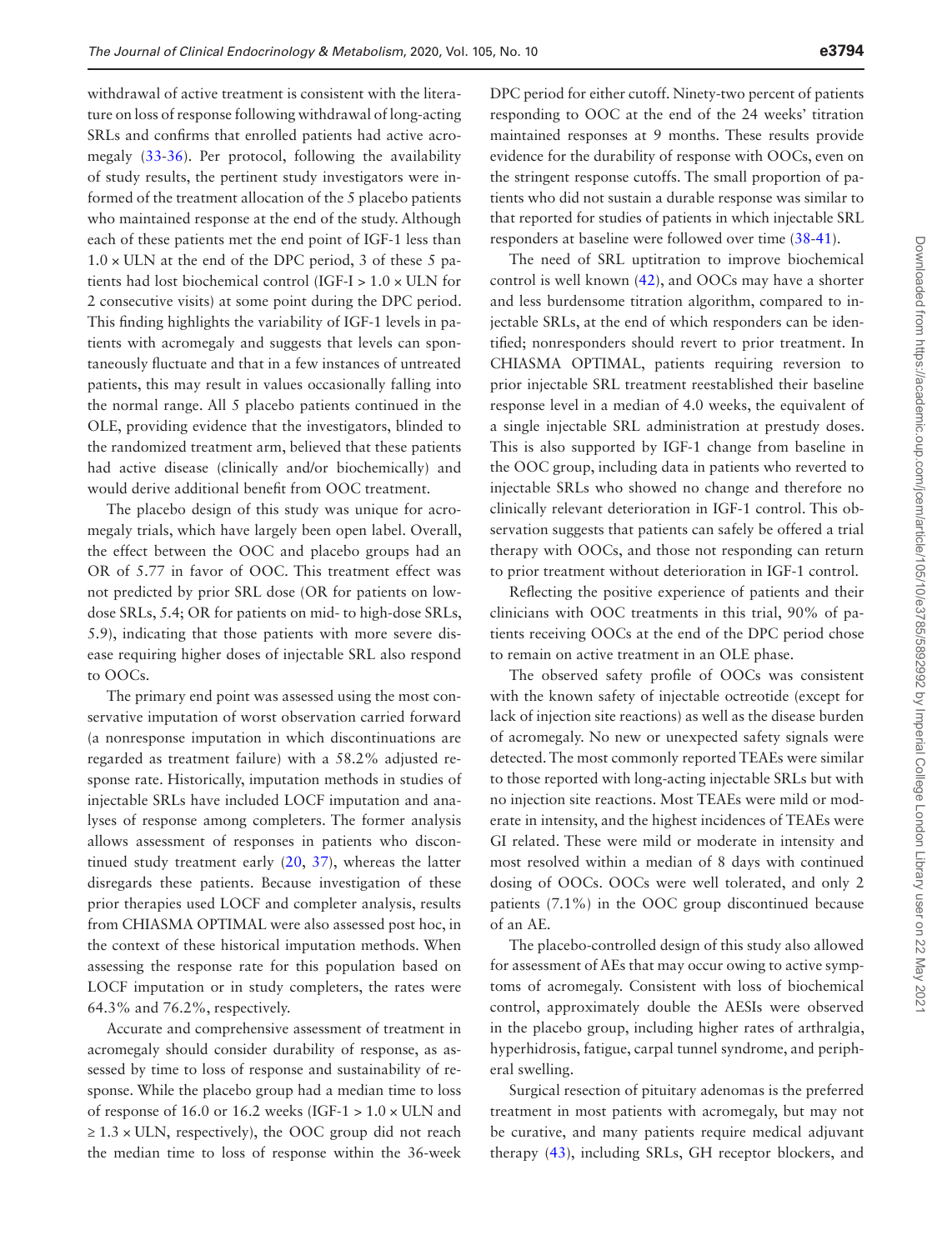withdrawal of active treatment is consistent with the literature on loss of response following withdrawal of long-acting SRLs and confirms that enrolled patients had active acromegaly (33-36). Per protocol, following the availability of study results, the pertinent study investigators were informed of the treatment allocation of the 5 placebo patients who maintained response at the end of the study. Although each of these patients met the end point of IGF-1 less than $1.0 \times$ ULN at the end of the DPC period, 3 of these 5 patients had lost biochemical control (IGF-I > $1.0 \times$ ULN for 2 consecutive visits) at some point during the DPC period. This finding highlights the variability of IGF-1 levels in patients with acromegaly and suggests that levels can spontaneously fluctuate and that in a few instances of untreated patients, this may result in values occasionally falling into the normal range. All 5 placebo patients continued in the OLE, providing evidence that the investigators, blinded to the randomized treatment arm, believed that these patients had active disease (clinically and/or biochemically) and would derive additional benefit from OOC treatment.

The placebo design of this study was unique for acromegaly trials, which have largely been open label. Overall, the effect between the OOC and placebo groups had an OR of 5.77 in favor of OOC. This treatment effect was not predicted by prior SRL dose (OR for patients on low-dose SRLs, 5.4; OR for patients on mid- to high-dose SRLs, 5.9), indicating that those patients with more severe disease requiring higher doses of injectable SRL also respond to OOCs.

The primary end point was assessed using the most conservative imputation of worst observation carried forward (a nonresponse imputation in which discontinuations are regarded as treatment failure) with a 58.2% adjusted response rate. Historically, imputation methods in studies of injectable SRLs have included LOCF imputation and analyses of response among completers. The former analysis allows assessment of responses in patients who discontinued study treatment early (20, 37), whereas the latter disregards these patients. Because investigation of these prior therapies used LOCF and completer analysis, results from CHIASMA OPTIMAL were also assessed post hoc, in the context of these historical imputation methods. When assessing the response rate for this population based on LOCF imputation or in study completers, the rates were 64.3% and 76.2%, respectively.

Accurate and comprehensive assessment of treatment in acromegaly should consider durability of response, as assessed by time to loss of response and sustainability of response. While the placebo group had a median time to loss of response of 16.0 or 16.2 weeks (IGF-1 > $1.0 \times$ ULN and $\geq 1.3 \times$ ULN, respectively), the OOC group did not reach the median time to loss of response within the 36-week DPC period for either cutoff. Ninety-two percent of patients responding to OOC at the end of the 24 weeks' titration maintained responses at 9 months. These results provide evidence for the durability of response with OOCs, even on the stringent response cutoffs. The small proportion of patients who did not sustain a durable response was similar to that reported for studies of patients in which injectable SRL responders at baseline were followed over time (38-41).

The need of SRL uptitration to improve biochemical control is well known (42), and OOCs may have a shorter and less burdensome titration algorithm, compared to injectable SRLs, at the end of which responders can be identified; nonresponders should revert to prior treatment. In CHIASMA OPTIMAL, patients requiring reversion to prior injectable SRL treatment reestablished their baseline response level in a median of 4.0 weeks, the equivalent of a single injectable SRL administration at prestudy doses. This is also supported by IGF-1 change from baseline in the OOC group, including data in patients who reverted to injectable SRLs who showed no change and therefore no clinically relevant deterioration in IGF-1 control. This observation suggests that patients can safely be offered a trial therapy with OOCs, and those not responding can return to prior treatment without deterioration in IGF-1 control.

Reflecting the positive experience of patients and their clinicians with OOC treatments in this trial, 90% of patients receiving OOCs at the end of the DPC period chose to remain on active treatment in an OLE phase.

The observed safety profile of OOCs was consistent with the known safety of injectable octreotide (except for lack of injection site reactions) as well as the disease burden of acromegaly. No new or unexpected safety signals were detected. The most commonly reported TEAEs were similar to those reported with long-acting injectable SRLs but with no injection site reactions. Most TEAEs were mild or moderate in intensity, and the highest incidences of TEAEs were GI related. These were mild or moderate in intensity and most resolved within a median of 8 days with continued dosing of OOCs. OOCs were well tolerated, and only 2 patients (7.1%) in the OOC group discontinued because of an AE.

The placebo-controlled design of this study also allowed for assessment of AEs that may occur owing to active symptoms of acromegaly. Consistent with loss of biochemical control, approximately double the AESIs were observed in the placebo group, including higher rates of arthralgia, hyperhidrosis, fatigue, carpal tunnel syndrome, and peripheral swelling.

Surgical resection of pituitary adenomas is the preferred treatment in most patients with acromegaly, but may not be curative, and many patients require medical adjuvant therapy (43), including SRLs, GH receptor blockers, and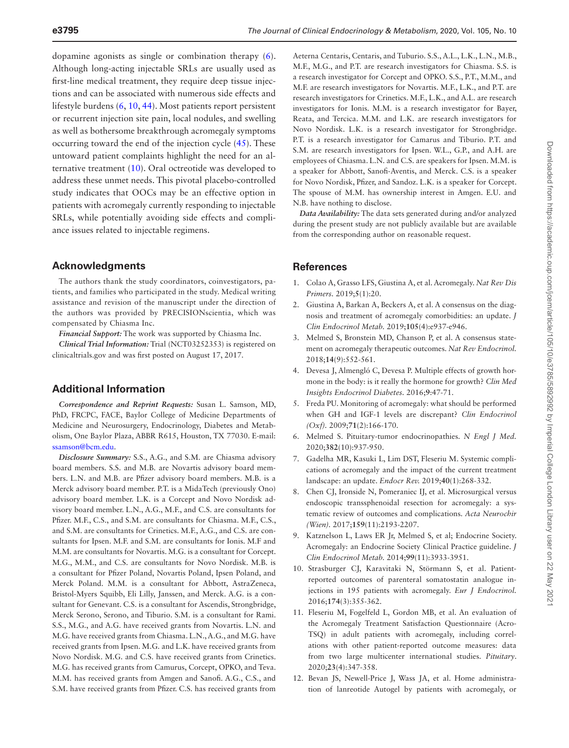dopamine agonists as single or combination therapy (6). Although long-acting injectable SRLs are usually used as first-line medical treatment, they require deep tissue injections and can be associated with numerous side effects and lifestyle burdens (6, 10, 44). Most patients report persistent or recurrent injection site pain, local nodules, and swelling as well as bothersome breakthrough acromegaly symptoms occurring toward the end of the injection cycle (45). These untoward patient complaints highlight the need for an alternative treatment (10). Oral octreotide was developed to address these unmet needs. This pivotal placebo-controlled study indicates that OOCs may be an effective option in patients with acromegaly currently responding to injectable SRLs, while potentially avoiding side effects and compliance issues related to injectable regimens.

## Acknowledgments

The authors thank the study coordinators, coinvestigators, patients, and families who participated in the study. Medical writing assistance and revision of the manuscript under the direction of the authors was provided by PRECISIONscientia, which was compensated by Chiasma Inc.

*Financial Support:* The work was supported by Chiasma Inc.

*Clinical Trial Information:* Trial (NCT03252353) is registered on clinicaltrials.gov and was first posted on August 17, 2017.

## Additional Information

*Correspondence and Reprint Requests:* Susan L. Samson, MD, PhD, FRCPC, FACE, Baylor College of Medicine Departments of Medicine and Neurosurgery, Endocrinology, Diabetes and Metabolism, One Baylor Plaza, ABBR R615, Houston, TX 77030. E-mail: ssamson@bcm.edu.

*Disclosure Summary:* S.S., A.G., and S.M. are Chiasma advisory board members. S.S. and M.B. are Novartis advisory board members. L.N. and M.B. are Pfizer advisory board members. M.B. is a Merck advisory board member. P.T. is a MidaTech (previously Ono) advisory board member. L.K. is a Corcept and Novo Nordisk advisory board member. L.N., A.G., M.F., and C.S. are consultants for Pfizer. M.F., C.S., and S.M. are consultants for Chiasma. M.F., C.S., and S.M. are consultants for Crinetics. M.F., A.G., and C.S. are consultants for Ipsen. M.F. and S.M. are consultants for Ionis. M.F and M.M. are consultants for Novartis. M.G. is a consultant for Corcept. M.G., M.M., and C.S. are consultants for Novo Nordisk. M.B. is a consultant for Pfizer Poland, Novartis Poland, Ipsen Poland, and Merck Poland. M.M. is a consultant for Abbott, AstraZeneca, Bristol-Myers Squibb, Eli Lilly, Janssen, and Merck. A.G. is a consultant for Genevant. C.S. is a consultant for Ascendis, Strongbridge, Merck Serono, Serono, and Tiburio. S.M. is a consultant for Rami. S.S., M.G., and A.G. have received grants from Novartis. L.N. and M.G. have received grants from Chiasma. L.N., A.G., and M.G. have received grants from Ipsen. M.G. and L.K. have received grants from Novo Nordisk. M.G. and C.S. have received grants from Crinetics. M.G. has received grants from Camurus, Corcept, OPKO, and Teva. M.M. has received grants from Amgen and Sanofi. A.G., C.S., and S.M. have received grants from Pfizer. C.S. has received grants from Aeterna Centaris, Centaris, and Tuburio. S.S., A.L., L.K., L.N., M.B., M.F., M.G., and P.T. are research investigators for Chiasma. S.S. is a research investigator for Corcept and OPKO. S.S., P.T., M.M., and M.F. are research investigators for Novartis. M.F., L.K., and P.T. are research investigators for Crinetics. M.F., L.K., and A.L. are research investigators for Ionis. M.M. is a research investigator for Bayer, Reata, and Tercica. M.M. and L.K. are research investigators for Novo Nordisk. L.K. is a research investigator for Strongbridge. P.T. is a research investigator for Camarus and Tiburio. P.T. and S.M. are research investigators for Ipsen. W.L., G.P., and A.H. are employees of Chiasma. L.N. and C.S. are speakers for Ipsen. M.M. is a speaker for Abbott, Sanofi-Aventis, and Merck. C.S. is a speaker for Novo Nordisk, Pfizer, and Sandoz. L.K. is a speaker for Corcept. The spouse of M.M. has ownership interest in Amgen. E.U. and N.B. have nothing to disclose.

*Data Availability:* The data sets generated during and/or analyzed during the present study are not publicly available but are available from the corresponding author on reasonable request.

## References

1. Colao A, Grasso LFS, Giustina A, et al. Acromegaly. *Nat Rev Dis Primers.* 2019;**5**(1):20.
2. Giustina A, Barkan A, Beckers A, et al. A consensus on the diagnosis and treatment of acromegaly comorbidities: an update. *J Clin Endocrinol Metab.* 2019;**105**(4):e937-e946.
3. Melmed S, Bronstein MD, Chanson P, et al. A consensus statement on acromegaly therapeutic outcomes. *Nat Rev Endocrinol.* 2018;**14**(9):552-561.
4. Devesa J, Almengló C, Devesa P. Multiple effects of growth hormone in the body: is it really the hormone for growth? *Clin Med Insights Endocrinol Diabetes.* 2016;**9**:47-71.
5. Freda PU. Monitoring of acromegaly: what should be performed when GH and IGF-1 levels are discrepant? *Clin Endocrinol (Oxf).* 2009;**71**(2):166-170.
6. Melmed S. Pituitary-tumor endocrinopathies. *N Engl J Med.* 2020;**382**(10):937-950.
7. Gadelha MR, Kasuki L, Lim DST, Fleseriu M. Systemic complications of acromegaly and the impact of the current treatment landscape: an update. *Endocr Rev.* 2019;**40**(1):268-332.
8. Chen CJ, Ironside N, Pomeraniec IJ, et al. Microsurgical versus endoscopic transsphenoidal resection for acromegaly: a systematic review of outcomes and complications. *Acta Neurochir (Wien).* 2017;**159**(11):2193-2207.
9. Katznelson L, Laws ER Jr, Melmed S, et al; Endocrine Society. Acromegaly: an Endocrine Society Clinical Practice guideline. *J Clin Endocrinol Metab.* 2014;**99**(11):3933-3951.
10. Strasburger CJ, Karavitaki N, Störmann S, et al. Patient-reported outcomes of parenteral somatostatin analogue injections in 195 patients with acromegaly. *Eur J Endocrinol.* 2016;**174**(3):355-362.
11. Fleseriu M, Fogelfeld L, Gordon MB, et al. An evaluation of the Acromegaly Treatment Satisfaction Questionnaire (Acro-TSQ) in adult patients with acromegaly, including correlations with other patient-reported outcome measures: data from two large multicenter international studies. *Pituitary.* 2020;**23**(4):347-358.
12. Bevan JS, Newell-Price J, Wass JA, et al. Home administration of lanreotide Autogel by patients with acromegaly, or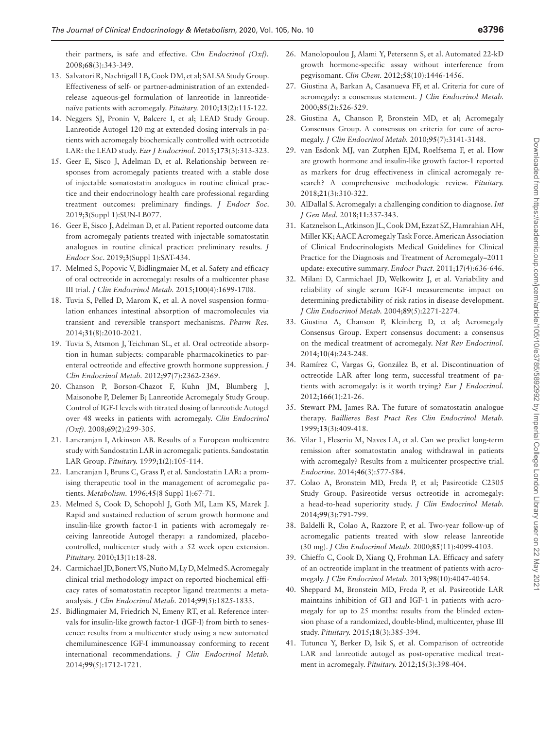their partners, is safe and effective. *Clin Endocrinol (Oxf)*. 2008;**68**(3):343-349.

13. Salvatori R, Nachtigall LB, Cook DM, et al; SALSA Study Group. Effectiveness of self- or partner-administration of an extended-release aqueous-gel formulation of lanreotide in lanreotide-naïve patients with acromegaly. *Pituitary.* 2010;**13**(2):115-122.
14. Neggers SJ, Pronin V, Balcere I, et al; LEAD Study Group. Lanreotide Autogel 120 mg at extended dosing intervals in patients with acromegaly biochemically controlled with octreotide LAR: the LEAD study. *Eur J Endocrinol.* 2015;**173**(3):313-323.
15. Geer E, Sisco J, Adelman D, et al. Relationship between responses from acromegaly patients treated with a stable dose of injectable somatostatin analogues in routine clinical practice and their endocrinology health care professional regarding treatment outcomes: preliminary findings. *J Endocr Soc.* 2019;**3**(Suppl 1):SUN-LB077.
16. Geer E, Sisco J, Adelman D, et al. Patient reported outcome data from acromegaly patients treated with injectable somatostatin analogues in routine clinical practice: preliminary results. *J Endocr Soc.* 2019;**3**(Suppl 1):SAT-434.
17. Melmed S, Popovic V, Bidlingmaier M, et al. Safety and efficacy of oral octreotide in acromegaly: results of a multicenter phase III trial. *J Clin Endocrinol Metab.* 2015;**100**(4):1699-1708.
18. Tuvia S, Pelled D, Marom K, et al. A novel suspension formulation enhances intestinal absorption of macromolecules via transient and reversible transport mechanisms. *Pharm Res.* 2014;**31**(8):2010-2021.
19. Tuvia S, Atsmon J, Teichman SL, et al. Oral octreotide absorption in human subjects: comparable pharmacokinetics to parenteral octreotide and effective growth hormone suppression. *J Clin Endocrinol Metab.* 2012;**97**(7):2362-2369.
20. Chanson P, Borson-Chazot F, Kuhn JM, Blumberg J, Maisonobe P, Delemer B; Lanreotide Acromegaly Study Group. Control of IGF-I levels with titrated dosing of lanreotide Autogel over 48 weeks in patients with acromegaly. *Clin Endocrinol (Oxf).* 2008;**69**(2):299-305.
21. Lancranjan I, Atkinson AB. Results of a European multicentre study with Sandostatin LAR in acromegalic patients. Sandostatin LAR Group. *Pituitary.* 1999;**1**(2):105-114.
22. Lancranjan I, Bruns C, Grass P, et al. Sandostatin LAR: a promising therapeutic tool in the management of acromegalic patients. *Metabolism.* 1996;**45**(8 Suppl 1):67-71.
23. Melmed S, Cook D, Schopohl J, Goth MI, Lam KS, Marek J. Rapid and sustained reduction of serum growth hormone and insulin-like growth factor-1 in patients with acromegaly receiving lanreotide Autogel therapy: a randomized, placebo-controlled, multicenter study with a 52 week open extension. *Pituitary.* 2010;**13**(1):18-28.
24. Carmichael JD, Bonert VS, Nuño M, Ly D, Melmed S. Acromegaly clinical trial methodology impact on reported biochemical efficacy rates of somatostatin receptor ligand treatments: a meta-analysis. *J Clin Endocrinol Metab.* 2014;**99**(5):1825-1833.
25. Bidlingmaier M, Friedrich N, Emeny RT, et al. Reference intervals for insulin-like growth factor-1 (IGF-I) from birth to senescence: results from a multicenter study using a new automated chemiluminescence IGF-I immunoassay conforming to recent international recommendations. *J Clin Endocrinol Metab.* 2014;**99**(5):1712-1721.
26. Manolopoulou J, Alami Y, Petersenn S, et al. Automated 22-kD growth hormone-specific assay without interference from pegvisomant. *Clin Chem.* 2012;**58**(10):1446-1456.
27. Giustina A, Barkan A, Casanueva FF, et al. Criteria for cure of acromegaly: a consensus statement. *J Clin Endocrinol Metab.* 2000;**85**(2):526-529.
28. Giustina A, Chanson P, Bronstein MD, et al; Acromegaly Consensus Group. A consensus on criteria for cure of acromegaly. *J Clin Endocrinol Metab.* 2010;**95**(7):3141-3148.
29. van Esdonk MJ, van Zutphen EJM, Roelfsema F, et al. How are growth hormone and insulin-like growth factor-1 reported as markers for drug effectiveness in clinical acromegaly research? A comprehensive methodologic review. *Pituitary.* 2018;**21**(3):310-322.
30. AlDallal S. Acromegaly: a challenging condition to diagnose. *Int J Gen Med.* 2018;**11**:337-343.
31. Katznelson L, Atkinson JL, Cook DM, Ezzat SZ, Hamrahian AH, Miller KK; AACE Acromegaly Task Force. American Association of Clinical Endocrinologists Medical Guidelines for Clinical Practice for the Diagnosis and Treatment of Acromegaly–2011 update: executive summary. *Endocr Pract.* 2011;**17**(4):636-646.
32. Milani D, Carmichael JD, Welkowitz J, et al. Variability and reliability of single serum IGF-I measurements: impact on determining predictability of risk ratios in disease development. *J Clin Endocrinol Metab.* 2004;**89**(5):2271-2274.
33. Giustina A, Chanson P, Kleinberg D, et al; Acromegaly Consensus Group. Expert consensus document: a consensus on the medical treatment of acromegaly. *Nat Rev Endocrinol.* 2014;**10**(4):243-248.
34. Ramírez C, Vargas G, González B, et al. Discontinuation of octreotide LAR after long term, successful treatment of patients with acromegaly: is it worth trying? *Eur J Endocrinol.* 2012;**166**(1):21-26.
35. Stewart PM, James RA. The future of somatostatin analogue therapy. *Baillieres Best Pract Res Clin Endocrinol Metab.* 1999;**13**(3):409-418.
36. Vilar L, Fleseriu M, Naves LA, et al. Can we predict long-term remission after somatostatin analog withdrawal in patients with acromegaly? Results from a multicenter prospective trial. *Endocrine.* 2014;**46**(3):577-584.
37. Colao A, Bronstein MD, Freda P, et al; Pasireotide C2305 Study Group. Pasireotide versus octreotide in acromegaly: a head-to-head superiority study. *J Clin Endocrinol Metab.* 2014;**99**(3):791-799.
38. Baldelli R, Colao A, Razzore P, et al. Two-year follow-up of acromegalic patients treated with slow release lanreotide (30 mg). *J Clin Endocrinol Metab.* 2000;**85**(11):4099-4103.
39. Chieffo C, Cook D, Xiang Q, Frohman LA. Efficacy and safety of an octreotide implant in the treatment of patients with acromegaly. *J Clin Endocrinol Metab.* 2013;**98**(10):4047-4054.
40. Sheppard M, Bronstein MD, Freda P, et al. Pasireotide LAR maintains inhibition of GH and IGF-1 in patients with acromegaly for up to 25 months: results from the blinded extension phase of a randomized, double-blind, multicenter, phase III study. *Pituitary.* 2015;**18**(3):385-394.
41. Tutuncu Y, Berker D, Isik S, et al. Comparison of octreotide LAR and lanreotide autogel as post-operative medical treatment in acromegaly. *Pituitary.* 2012;**15**(3):398-404.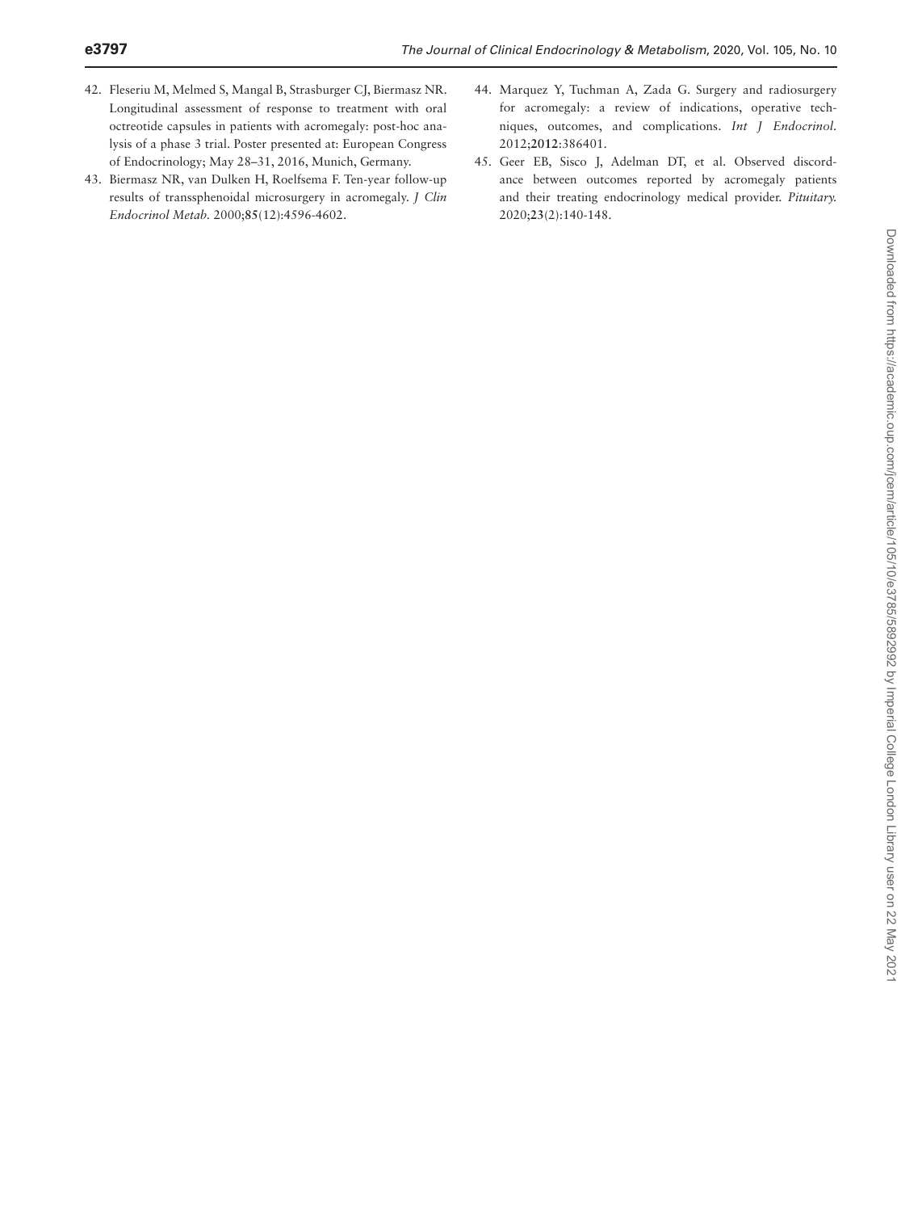42. Fleseriu M, Melmed S, Mangal B, Strasburger CJ, Biermasz NR. Longitudinal assessment of response to treatment with oral octreotide capsules in patients with acromegaly: post-hoc analysis of a phase 3 trial. Poster presented at: European Congress of Endocrinology; May 28–31, 2016, Munich, Germany.
43. Biermasz NR, van Dulken H, Roelfsema F. Ten-year follow-up results of transsphenoidal microsurgery in acromegaly. *J Clin Endocrinol Metab*. 2000;**85**(12):4596-4602.
44. Marquez Y, Tuchman A, Zada G. Surgery and radiosurgery for acromegaly: a review of indications, operative techniques, outcomes, and complications. *Int J Endocrinol*. 2012;**2012**:386401.
45. Geer EB, Sisco J, Adelman DT, et al. Observed discordance between outcomes reported by acromegaly patients and their treating endocrinology medical provider. *Pituitary*. 2020;**23**(2):140-148.